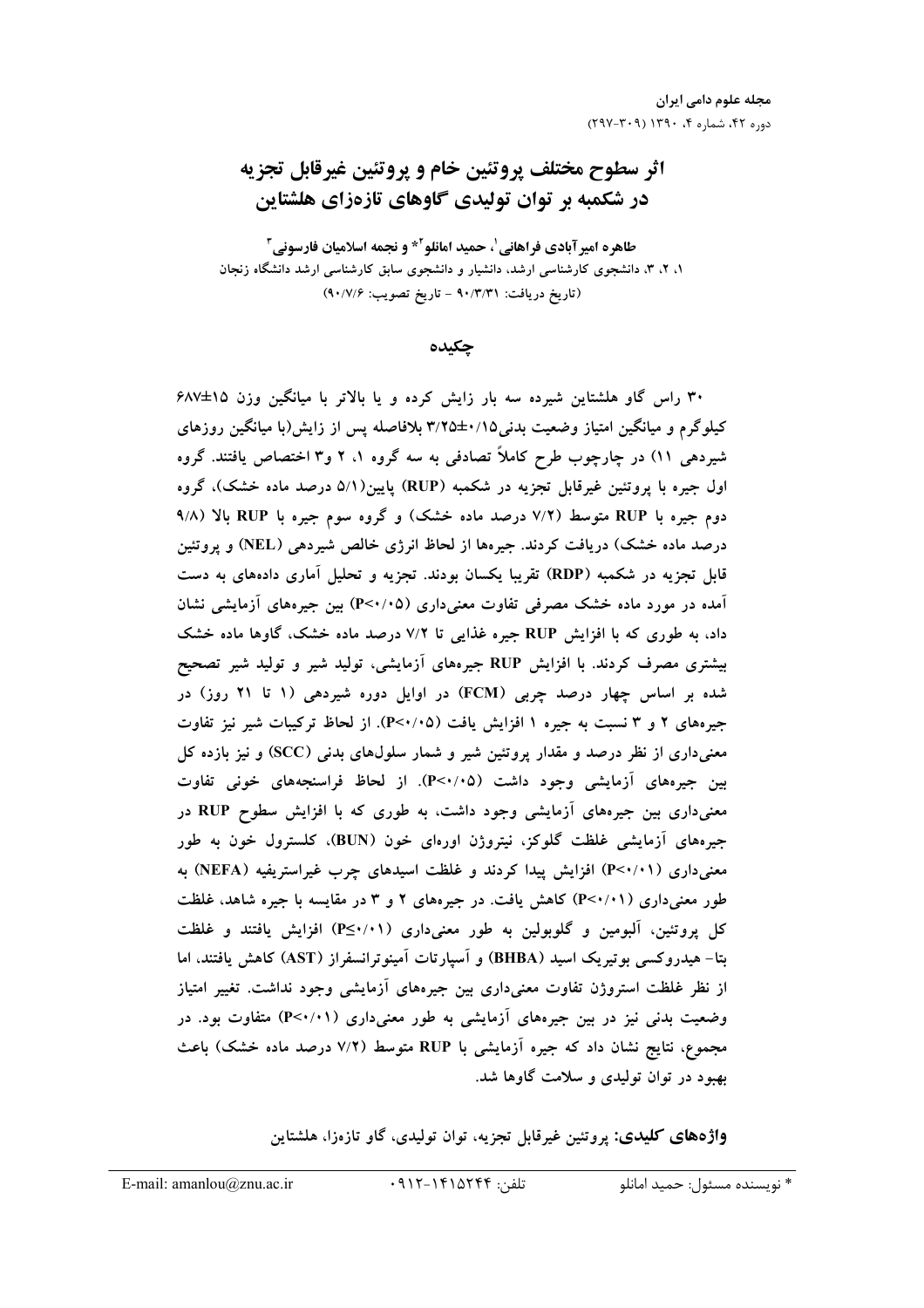# اثر سطوح مختلف پروتئین خام و پروتئین غیرقابل تجزیه در شکمبه بر توان تولیدی گاوهای تازه‌زای هلشتاین

**طاهره امیرآبادی فراهانی[1]، حمید امانلو[2]* و نجمه اسلامیان فارسونی[3]**

۱، ۲، ۳، دانشجوی کارشناسی ارشد، دانشیار و دانشجوی سابق کارشناسی ارشد دانشگاه زنجان

(تاریخ دریافت: ۹۰/۳/۳۱ - تاریخ تصویب: ۹۰/۷/۶)

## چکیده

۳۰ راس گاو هلشتاین شیرده سه بار زایش کرده و یا بالاتر با میانگین وزن ۱۵±۶۸۷ کیلوگرم و میانگین امتیاز وضعیت بدنی ۰/۱۵±۳/۲۵ بلافاصله پس از زایش(با میانگین روزهای شیردهی ۱۱) در چارچوب طرح کاملاً تصادفی به سه گروه ۱، ۲ و۳ اختصاص یافتند. گروه اول جیره با پروتئین غیرقابل تجزیه در شکمبه (RUP) پایین(۵/۱ درصد ماده خشک)، گروه دوم جیره با RUP متوسط (۷/۲ درصد ماده خشک) و گروه سوم جیره با RUP بالا (۹/۸ درصد ماده خشک) دریافت کردند. جیره‌ها از لحاظ انرژی خالص شیردهی (NEL) و پروتئین قابل تجزیه در شکمبه (RDP) تقریبا یکسان بودند. تجزیه و تحلیل آماری داده‌های به دست آمده در مورد ماده خشک مصرفی تفاوت معنی‌داری ($P<0/05$) بین جیره‌های آزمایشی نشان داد، به طوری که با افزایش RUP جیره غذایی تا ۷/۲ درصد ماده خشک، گاوها ماده خشک بیشتری مصرف کردند. با افزایش RUP جیره‌های آزمایشی، تولید شیر و تولید شیر تصحیح شده بر اساس چهار درصد چربی (FCM) در اوایل دوره شیردهی (۱ تا ۲۱ روز) در جیره‌های ۲ و ۳ نسبت به جیره ۱ افزایش یافت ($P<0/05$). از لحاظ ترکیبات شیر نیز تفاوت معنی‌داری از نظر درصد و مقدار پروتئین شیر و شمار سلول‌های بدنی (SCC) و نیز بازده کل بین جیره‌های آزمایشی وجود داشت ($P<0/05$). از لحاظ فراسنجه‌های خونی تفاوت معنی‌داری بین جیره‌های آزمایشی وجود داشت، به طوری که با افزایش سطوح RUP در جیره‌های آزمایشی غلظت گلوکز، نیتروژن اوره‌ای خون (BUN)، کلسترول خون به طور معنی‌داری ($P<0/01$) افزایش پیدا کردند و غلظت اسیدهای چرب غیراستریفیه (NEFA) به طور معنی‌داری ($P<0/01$) کاهش یافت. در جیره‌های ۲ و ۳ در مقایسه با جیره شاهد، غلظت کل پروتئین، آلبومین و گلوبولین به طور معنی‌داری ($P\leq0/01$) افزایش یافتند و غلظت بتا- هیدروکسی بوتیریک اسید (BHBA) و آسپارتات آمینوترانسفراز (AST) کاهش یافتند، اما از نظر غلظت استروژن تفاوت معنی‌داری بین جیره‌های آزمایشی وجود نداشت. تغییر امتیاز وضعیت بدنی نیز در بین جیره‌های آزمایشی به طور معنی‌داری ($P<0/01$) متفاوت بود. در مجموع، نتایج نشان داد که جیره آزمایشی با RUP متوسط (۷/۲ درصد ماده خشک) باعث بهبود در توان تولیدی و سلامت گاوها شد.

**واژه‌های کلیدی:** پروتئین غیرقابل تجزیه، توان تولیدی، گاو تازه‌زا، هلشتاین

---

\* نویسنده مسئول: حمید امانلو    تلفن: ۰۹۱۲-۱۴۱۵۲۴۴    E-mail: amanlou@znu.ac.ir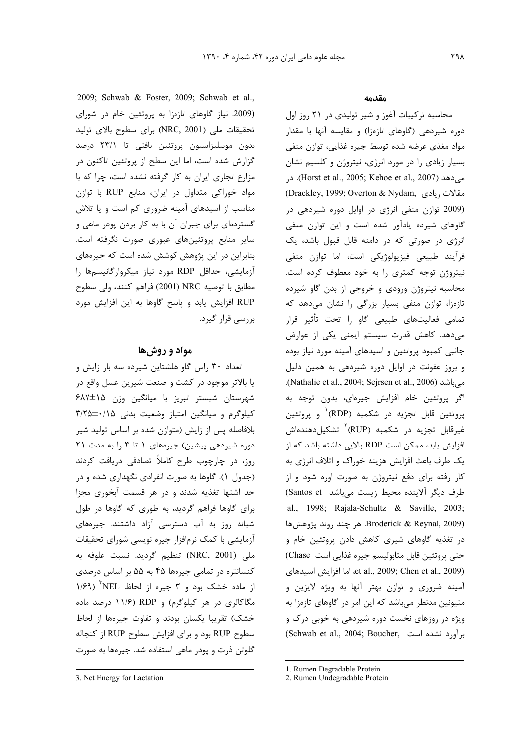## مقدمه

محاسبه ترکیبات آغوز و شیر تولیدی در ۲۱ روز اول دوره شیردهی (گاوهای تازه‌زا) و مقایسه آنها با مقدار مواد مغذی عرضه شده توسط جیره غذایی، توازن منفی بسیار زیادی را در مورد انرژی، نیتروژن و کلسیم نشان می‌دهد (Horst et al., 2005; Kehoe et al., 2007). در مقالات زیادی (Drackley, 1999; Overton & Nydam, 2009) توازن منفی انرژی در اوایل دوره شیردهی در گاوهای شیرده یادآور شده است و این توازن منفی انرژی در صورتی که در دامنه قابل قبول باشد، یک فرآیند طبیعی فیزیولوژیکی است، اما توازن منفی نیتروژن توجه کمتری را به خود معطوف کرده است. محاسبه نیتروژن ورودی و خروجی از بدن گاو شیرده تازه‌زا، توازن منفی بسیار بزرگی را نشان می‌دهد که تمامی فعالیت‌های طبیعی گاو را تحت تأثیر قرار می‌دهد. کاهش قدرت سیستم ایمنی یکی از عوارض جانبی کمبود پروتئین و اسیدهای آمینه مورد نیاز بوده و بروز عفونت در اوایل دوره شیردهی به همین دلیل می‌باشد (Nathalie et al., 2004; Sejrsen et al., 2006). اگر پروتئین خام افزایش جیره‌ای، بدون توجه به پروتئین قابل تجزیه در شکمبه (RDP)[1] و پروتئین غیرقابل تجزیه در شکمبه (RUP)[2] تشکیل‌دهنده‌اش افزایش یابد، ممکن است RDP بالایی داشته باشد که از یک طرف باعث افزایش هزینه خوراک و اتلاف انرژی به کار رفته برای دفع نیتروژن به صورت اوره شود و از طرف دیگر آلاینده محیط زیست می‌باشد (Santos et al., 1998; Rajala-Schultz & Saville, 2003; Broderick & Reynal, 2009). هر چند روند پژوهش‌ها در تغذیه گاوهای شیری کاهش دادن پروتئین خام و حتی پروتئین قابل متابولیسم جیره غذایی است (Chase et al., 2009; Chen et al., 2009)، اما افزایش اسیدهای آمینه ضروری و توازن بهتر آنها به ویژه لایزین و متیونین مدنظر می‌باشد که این امر در گاوهای تازه‌زا به ویژه در روزهای نخست دوره شیردهی به خوبی درک و برآورد نشده است (Schwab et al., 2004; Boucher, 2009; Schwab & Foster, 2009; Schwab et al., 2009). نیاز گاوهای تازه‌زا به پروتئین خام در شورای تحقیقات ملی (NRC, 2001) برای سطوح بالای تولید بدون موبیلیزاسیون پروتئین بافتی تا ۲۳/۱ درصد گزارش شده است، اما این سطح از پروتئین تاکنون در مزارع تجاری ایران به کار گرفته نشده است، چرا که با مواد خوراکی متداول در ایران، منابع RUP با توازن مناسب از اسیدهای آمینه ضروری کم است و یا تلاش گسترده‌ای برای جبران آن با به کار بردن پودر ماهی و سایر منابع پروتئین‌های عبوری صورت نگرفته است. بنابراین در این پژوهش کوشش شده است که جیره‌های آزمایشی، حداقل RDP مورد نیاز میکروارگانیسم‌ها را مطابق با توصیه NRC (2001) فراهم کنند، ولی سطوح RUP افزایش یابد و پاسخ گاوها به این افزایش مورد بررسی قرار گیرد.

## مواد و روش‌ها

تعداد ۳۰ راس گاو هلشتاین شیرده سه بار زایش و یا بالاتر موجود در کشت و صنعت شیرین عسل واقع در شهرستان شبستر تبریز با میانگین وزن ۱۵±۶۸۷ کیلوگرم و میانگین امتیاز وضعیت بدنی ۰/۱۵±۳/۲۵ بلافاصله پس از زایش (متوازن شده بر اساس تولید شیر دوره شیردهی پیشین) جیره‌های ۱ تا ۳ را به مدت ۲۱ روز، در چارچوب طرح کاملاً تصادفی دریافت کردند (جدول ۱). گاوها به صورت انفرادی نگهداری شده و در حد اشتها تغذیه شدند و در هر قسمت آبخوری مجزا برای گاوها فراهم گردید، به طوری که گاوها در طول شبانه روز به آب دسترسی آزاد داشتند. جیره‌های آزمایشی با کمک نرم‌افزار جیره نویسی شورای تحقیقات ملی (NRC, 2001) تنظیم گردید. نسبت علوفه به کنسانتره در تمامی جیره‌ها ۴۵ به ۵۵ بر اساس درصدی از ماده خشک بود و ۳ جیره از لحاظ NEL[3] (۱/۶۹ مگاکالری در هر کیلوگرم) و RDP (۱۱/۶ درصد ماده خشک) تقریبا یکسان بودند و تفاوت جیره‌ها از لحاظ سطوح RUP بود و برای افزایش سطوح RUP از کنجاله گلوتن ذرت و پودر ماهی استفاده شد. جیره‌ها به صورت

---

1. Rumen Degradable Protein
2. Rumen Undegradable Protein
3. Net Energy for Lactation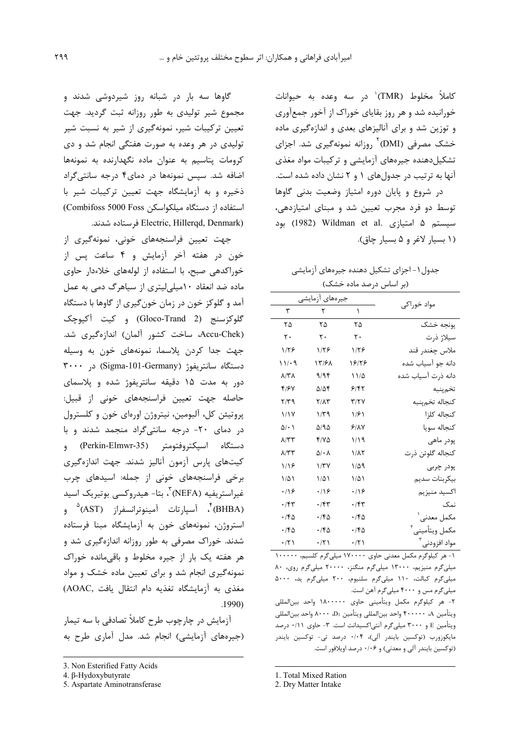کاملاً مخلوط (TMR)[1] در سه وعده به حیوانات خورانیده شد و هر روز بقایای خوراک از آخور جمع‌آوری و توزین شد و برای آنالیزهای بعدی و اندازه‌گیری ماده خشک مصرفی (DMI)[2] روزانه نمونه‌گیری شد. اجزای تشکیل‌دهنده جیره‌های آزمایشی و ترکیبات مواد مغذی آنها به ترتیب در جدول‌های ۱ و ۲ نشان داده شده است.

در شروع و پایان دوره امتیاز وضعیت بدنی گاوها توسط دو فرد مجرب تعیین شد و مبنای امتیازدهی، سیستم ۵ امتیازی Wildman et al. (1982) بود (۱ بسیار لاغر و ۵ بسیار چاق).

جدول ۱- اجزای تشکیل دهنده جیره‌های آزمایشی (بر اساس درصد ماده خشک)

| مواد خوراکی | جیره‌های آزمایشی | | |
|---|---|---|---|
| | ۱ | ۲ | ۳ |
| یونجه خشک | ۲۵ | ۲۵ | ۲۵ |
| سیلاژ ذرت | ۲۰ | ۲۰ | ۲۰ |
| ملاس چغندر قند | ۱/۲۶ | ۱/۲۶ | ۱/۲۶ |
| دانه جو آسیاب شده | ۱۶/۲۶ | ۱۳/۶۸ | ۱۱/۰۹ |
| دانه ذرت آسیاب شده | ۱۱/۵ | ۹/۹۴ | ۸/۳۸ |
| تخم‌پنبه | ۶/۴۲ | ۵/۵۴ | ۴/۶۷ |
| کنجاله تخم‌پنبه | ۳/۲۷ | ۲/۸۳ | ۲/۳۹ |
| کنجاله کلزا | ۱/۶۱ | ۱/۳۹ | ۱/۱۷ |
| کنجاله سویا | ۶/۸۷ | ۵/۹۵ | ۵/۰۱ |
| پودر ماهی | ۱/۱۹ | ۴/۷۵ | ۸/۳۳ |
| کنجاله گلوتن ذرت | ۱/۸۲ | ۵/۰۸ | ۸/۳۳ |
| پودر چربی | ۱/۵۹ | ۱/۳۷ | ۱/۱۶ |
| بیکربنات سدیم | ۱/۵۱ | ۱/۵۱ | ۱/۵۱ |
| اکسید منیزیم | ۰/۱۶ | ۰/۱۶ | ۰/۱۶ |
| نمک | ۰/۴۳ | ۰/۴۳ | ۰/۴۳ |
| مکمل معدنی[1] | ۰/۴۵ | ۰/۴۵ | ۰/۴۵ |
| مکمل ویتأمینی[2] | ۰/۴۵ | ۰/۴۵ | ۰/۴۵ |
| مواد افزودنی[3] | ۰/۲۱ | ۰/۲۱ | ۰/۲۱ |

۱- هر کیلوگرم مکمل معدنی حاوی ۱۷۰۰۰۰ میلی‌گرم کلسیم، ۱۰۰۰۰۰ میلی‌گرم منیزیم، ۱۳۰۰۰ میلی‌گرم منگنز، ۲۰۰۰۰ میلی‌گرم روی، ۸۰ میلی‌گرم کبالت، ۱۱۰ میلی‌گرم سلنیوم، ۲۰۰ میلی‌گرم ید، ۵۰۰۰ میلی‌گرم مس و ۴۰۰۰ میلی‌گرم آهن است.
۲- هر کیلوگرم مکمل ویتأمینی حاوی ۱۸۰۰۰۰۰ واحد بین‌المللی ویتأمین A، ۴۰۰۰۰۰ واحد بین‌المللی ویتأمین $D_3$، ۸۰۰۰ واحد بین‌المللی ویتأمین E و ۳۰۰۰ میلی‌گرم آنتی‌اکسیدانت است. ۳- حاوی ۰/۱۱ درصد مایکوزورب (توکسین بایندر آلی)، ۰/۰۴ درصد تی- توکسین بایندر (توکسین بایندر آلی و معدنی) و ۰/۰۶ درصد اویلافور است.

گاوها سه بار در شبانه روز شیردوشی شدند و مجموع شیر تولیدی به طور روزانه ثبت گردید. جهت تعیین ترکیبات شیر، نمونه‌گیری از شیر به نسبت شیر تولیدی در هر وعده به صورت هفتگی انجام شد و دی کرومات پتاسیم به عنوان ماده نگهدارنده به نمونه‌ها اضافه شد. سپس نمونه‌ها در دمای۴ درجه سانتی‌گراد ذخیره و به آزمایشگاه جهت تعیین ترکیبات شیر با استفاده از دستگاه میلکواسکن (Combifoss 5000 Foss Electric, Hillerqd, Denmark) فرستاده شدند.

جهت تعیین فراسنجه‌های خونی، نمونه‌گیری از خون در هفته آخر آزمایش و ۴ ساعت پس از خوراکدهی صبح، با استفاده از لوله‌های خلاءدار حاوی ماده ضد انعقاد ۱۰میلی‌لیتری از سیاهرگ دمی به عمل آمد و گلوکز خون در زمان خون‌گیری از گاوها با دستگاه گلوکزسنج (Gloco-Trand 2) و کیت آکیوچک (Accu-Chek، ساخت کشور آلمان) اندازه‌گیری شد. جهت جدا کردن پلاسما، نمونه‌های خون به وسیله دستگاه سانتریفوژ (Sigma-101-Germany) در ۳۰۰۰ دور به مدت ۱۵ دقیقه سانتریفوژ شده و پلاسمای حاصله جهت تعیین فراسنجه‌های خونی از قبیل: پروتئین کل، آلبومین، نیتروژن اوره‌ای خون و کلسترول در دمای ۲۰- درجه سانتی‌گراد منجمد شدند و با دستگاه اسپکتروفتومتر (Perkin-Elmwr-35) و کیت‌های پارس آزمون آنالیز شدند. جهت اندازه‌گیری برخی فراسنجه‌های خونی از جمله: اسیدهای چرب غیراستریفیه (NEFA)[3]، بتا- هیدروکسی بوتیریک اسید (BHBA)[4]، آسپارتات آمینوترانسفراز (AST)[5] و استروژن، نمونه‌های خون به آزمایشگاه مبنا فرستاده شدند. خوراک مصرفی به طور روزانه اندازه‌گیری شد و هر هفته یک بار از جیره مخلوط و باقی‌مانده خوراک نمونه‌گیری انجام شد و برای تعیین ماده خشک و مواد مغذی به آزمایشگاه تغذیه دام انتقال یافت (AOAC, 1990).

آزمایش در چارچوب طرح کاملاً تصادفی با سه تیمار (جیره‌های آزمایشی) انجام شد. مدل آماری طرح به

---

1. Total Mixed Ration
2. Dry Matter Intake
3. Non Esterified Fatty Acids
4. β-Hydoxybutyrate
5. Aspartate Aminotransferase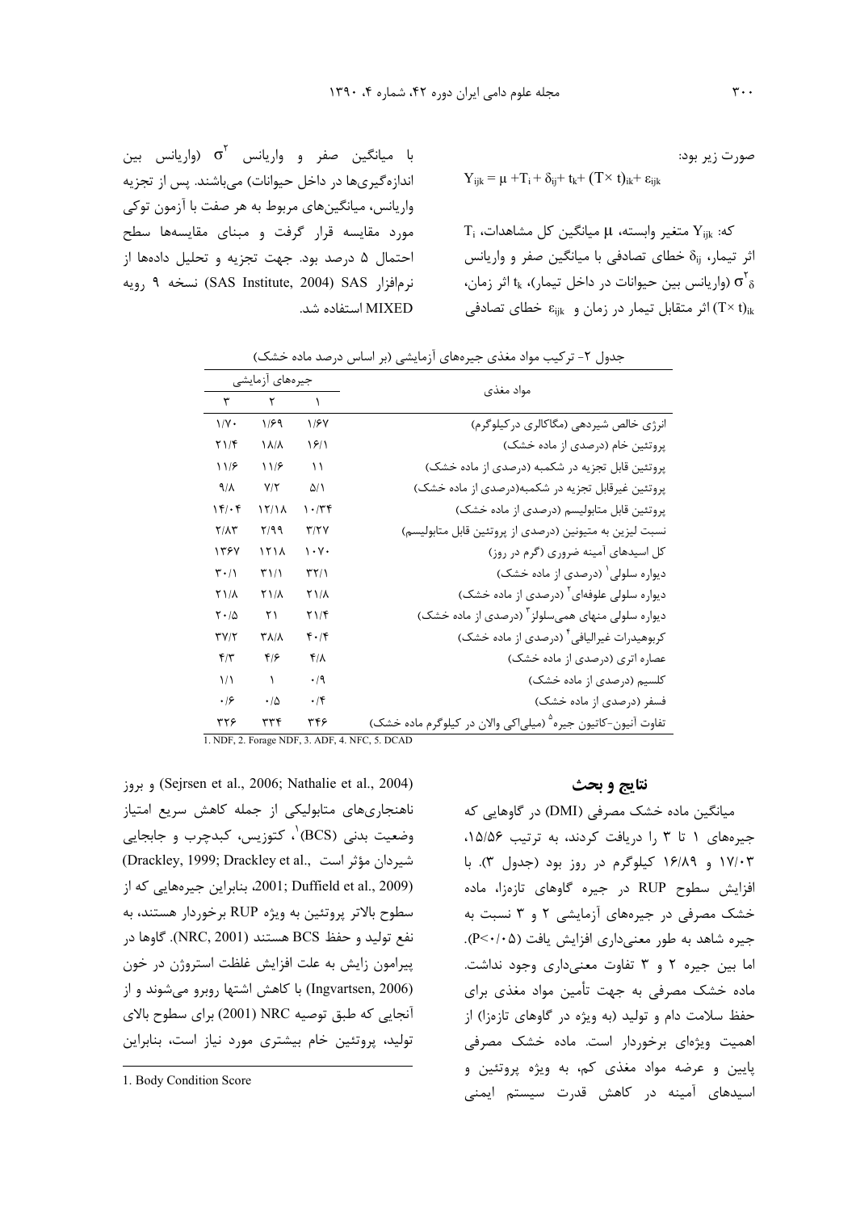صورت زیر بود:

$$Y_{ijk} = \mu + T_i + \delta_{ij} + t_k + (T\times t)_{ik} + \varepsilon_{ijk}$$

که: $Y_{ijk}$ متغیر وابسته، $\mu$ میانگین کل مشاهدات، $T_i$ اثر تیمار، $\delta_{ij}$ خطای تصادفی با میانگین صفر و واریانس $\sigma^2_\delta$ (واریانس بین حیوانات در داخل تیمار)، $t_k$ اثر زمان، $(T\times t)_{ik}$ اثر متقابل تیمار در زمان و $\varepsilon_{ijk}$ خطای تصادفی با میانگین صفر و واریانس $\sigma^2$ (واریانس بین اندازه‌گیری‌ها در داخل حیوانات) می‌باشند. پس از تجزیه واریانس، میانگین‌های مربوط به هر صفت با آزمون توکی مورد مقایسه قرار گرفت و مبنای مقایسه‌ها سطح احتمال ۵ درصد بود. جهت تجزیه و تحلیل داده‌ها از نرم‌افزار SAS (SAS Institute, 2004) نسخه ۹ رویه MIXED استفاده شد.

جدول ۲- ترکیب مواد مغذی جیره‌های آزمایشی (بر اساس درصد ماده خشک)

| مواد مغذی | جیره‌های آزمایشی | | |
|---|---|---|---|
| | ۱ | ۲ | ۳ |
| انرژی خالص شیردهی (مگاکالری درکیلوگرم) | ۱/۶۷ | ۱/۶۹ | ۱/۷۰ |
| پروتئین خام (درصدی از ماده خشک) | ۱۶/۱ | ۱۸/۸ | ۲۱/۴ |
| پروتئین قابل تجزیه در شکمبه (درصدی از ماده خشک) | ۱۱ | ۱۱/۶ | ۱۱/۶ |
| پروتئین غیرقابل تجزیه در شکمبه(درصدی از ماده خشک) | ۵/۱ | ۷/۲ | ۹/۸ |
| پروتئین قابل متابولیسم (درصدی از ماده خشک) | ۱۰/۳۴ | ۱۲/۱۸ | ۱۴/۰۴ |
| نسبت لیزین به متیونین (درصدی از پروتئین قابل متابولیسم) | ۳/۲۷ | ۲/۹۹ | ۲/۸۳ |
| کل اسیدهای آمینه ضروری (گرم در روز) | ۱۰۷۰ | ۱۲۱۸ | ۱۳۶۷ |
| دیواره سلولی [1] (درصدی از ماده خشک) | ۳۲/۱ | ۳۱/۱ | ۳۰/۱ |
| دیواره سلولی علوفه‌ای [2] (درصدی از ماده خشک) | ۲۱/۸ | ۲۱/۸ | ۲۱/۸ |
| دیواره سلولی منهای همی‌سلولز [3] (درصدی از ماده خشک) | ۲۱/۴ | ۲۱ | ۲۰/۵ |
| کربوهیدرات غیرالیافی [4] (درصدی از ماده خشک) | ۴۰/۴ | ۳۸/۸ | ۳۷/۲ |
| عصاره اتری (درصدی از ماده خشک) | ۴/۸ | ۴/۶ | ۴/۳ |
| کلسیم (درصدی از ماده خشک) | ۰/۹ | ۱ | ۱/۱ |
| فسفر (درصدی از ماده خشک) | ۰/۴ | ۰/۵ | ۰/۶ |
| تفاوت آنیون-کاتیون جیره [5] (میلی‌اکی والان در کیلوگرم ماده خشک) | ۳۴۶ | ۳۳۴ | ۳۲۶ |

1. NDF, 2. Forage NDF, 3. ADF, 4. NFC, 5. DCAD

## نتایج و بحث

میانگین ماده خشک مصرفی (DMI) در گاوهایی که جیره‌های ۱ تا ۳ را دریافت کردند، به ترتیب ۱۵/۵۶، ۱۷/۰۳ و ۱۶/۸۹ کیلوگرم در روز بود (جدول ۳). با افزایش سطوح RUP در جیره گاوهای تازه‌زا، ماده خشک مصرفی در جیره‌های آزمایشی ۲ و ۳ نسبت به جیره شاهد به طور معنی‌داری افزایش یافت ($P<0.05$). اما بین جیره ۲ و ۳ تفاوت معنی‌داری وجود نداشت. ماده خشک مصرفی به جهت تأمین مواد مغذی برای حفظ سلامت دام و تولید (به ویژه در گاوهای تازه‌زا) از اهمیت ویژه‌ای برخوردار است. ماده خشک مصرفی پایین و عرضه مواد مغذی کم، به ویژه پروتئین و اسیدهای آمینه در کاهش قدرت سیستم ایمنی (Sejrsen et al., 2006; Nathalie et al., 2004) و بروز ناهنجاری‌های متابولیکی از جمله کاهش سریع امتیاز وضعیت بدنی (BCS)[1]، کتوزیس، کبدچرب و جابجایی شیردان مؤثر است (Drackley, 1999; Drackley et al., 2001; Duffield et al., 2009)، بنابراین جیره‌هایی که از سطوح بالاتر پروتئین به ویژه RUP برخوردار هستند، به نفع تولید و حفظ BCS هستند (NRC, 2001). گاوها در پیرامون زایش به علت افزایش غلظت استروژن در خون (Ingvartsen, 2006) با کاهش اشتها روبرو می‌شوند و از آنجایی که طبق توصیه NRC (2001) برای سطوح بالای تولید، پروتئین خام بیشتری مورد نیاز است، بنابراین

1. Body Condition Score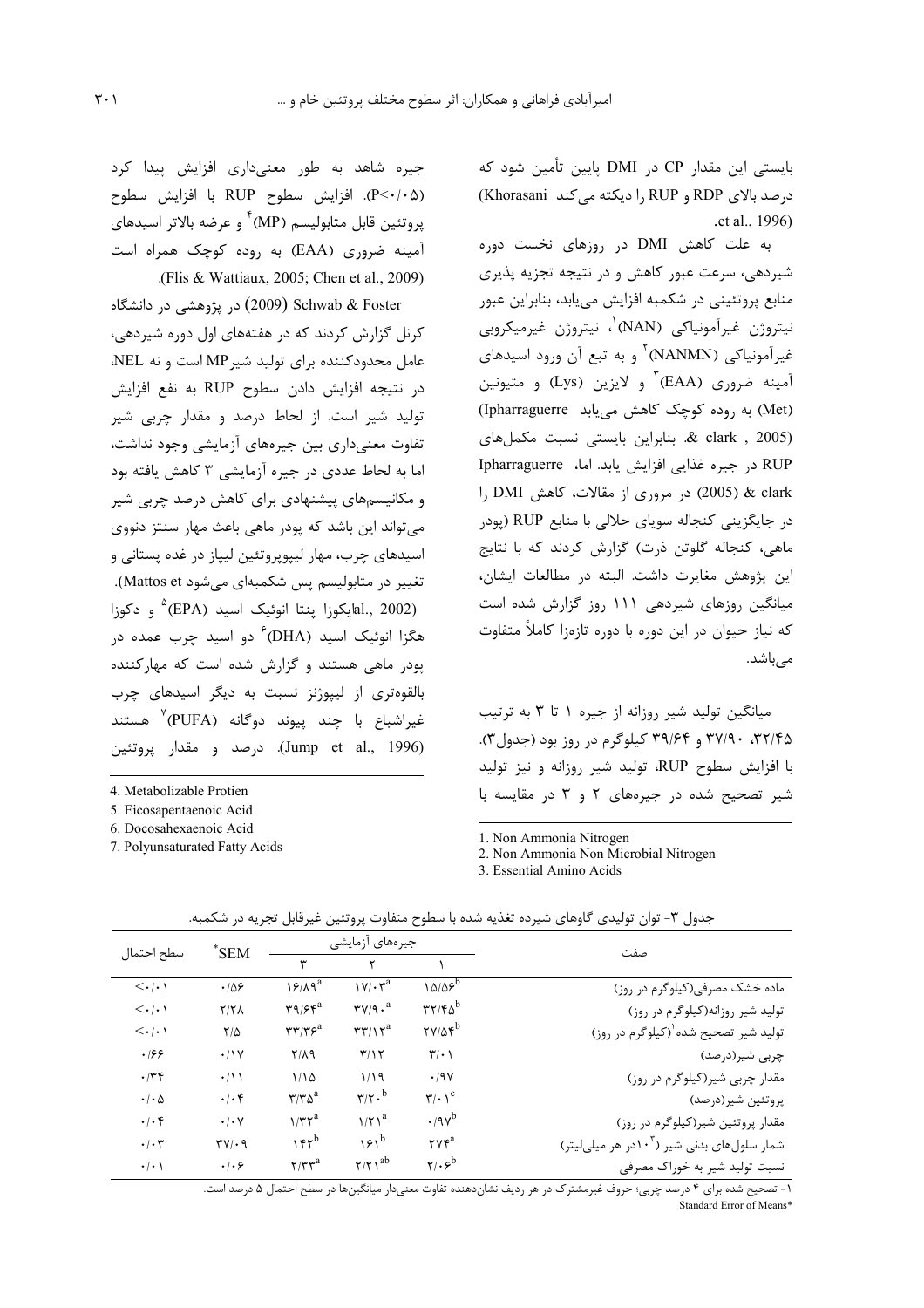بایستی این مقدار CP در DMI پایین تأمین شود که درصد بالای RDP و RUP را دیکته می‌کند (Khorasani et al., 1996).

به علت کاهش DMI در روزهای نخست دوره شیردهی، سرعت عبور کاهش و در نتیجه تجزیه پذیری منابع پروتئینی در شکمبه افزایش می‌یابد، بنابراین عبور نیتروژن غیرآمونیاکی (NAN)[1]، نیتروژن غیرمیکروبی غیرآمونیاکی (NANMN)[2] و به تبع آن ورود اسیدهای آمینه ضروری (EAA)[3] و لایزین (Lys) و متیونین (Met) به روده کوچک کاهش می‌یابد (Ipharraguerre & clark , 2005). بنابراین بایستی نسبت مکمل‌های RUP در جیره غذایی افزایش یابد. اما، Ipharraguerre & clark (2005) در مروری از مقالات، کاهش DMI را در جایگزینی کنجاله سویای حلالی با منابع RUP (پودر ماهی، کنجاله گلوتن ذرت) گزارش کردند که با نتایج این پژوهش مغایرت داشت. البته در مطالعات ایشان، میانگین روزهای شیردهی ۱۱۱ روز گزارش شده است که نیاز حیوان در این دوره با دوره تازه‌زا کاملاً متفاوت می‌باشد.

میانگین تولید شیر روزانه از جیره ۱ تا ۳ به ترتیب ۳۲/۴۵، ۳۷/۹۰ و ۳۹/۶۴ کیلوگرم در روز بود (جدول۳). با افزایش سطوح RUP، تولید شیر روزانه و نیز تولید شیر تصحیح شده در جیره‌های ۲ و ۳ در مقایسه با جیره شاهد به طور معنی‌داری افزایش پیدا کرد ($P<0.05$). افزایش سطوح RUP با افزایش سطوح پروتئین قابل متابولیسم (MP)[4] و عرضه بالاتر اسیدهای آمینه ضروری (EAA) به روده کوچک همراه است (Flis & Wattiaux, 2005; Chen et al., 2009).

Schwab & Foster (2009) در پژوهشی در دانشگاه کرنل گزارش کردند که در هفته‌های اول دوره شیردهی، عامل محدودکننده برای تولید شیر MP است و نه NEL، در نتیجه افزایش دادن سطوح RUP به نفع افزایش تولید شیر است. از لحاظ درصد و مقدار چربی شیر تفاوت معنی‌داری بین جیره‌های آزمایشی وجود نداشت، اما به لحاظ عددی در جیره آزمایشی ۳ کاهش یافته بود و مکانیسم‌های پیشنهادی برای کاهش درصد چربی شیر می‌تواند این باشد که پودر ماهی باعث مهار سنتز دنووی اسیدهای چرب، مهار لیپوپروتئین لیپاز در غده پستانی و تغییر در متابولیسم پس شکمبه‌ای می‌شود (Mattos et al., 2002). ایکوزا پنتا انوئیک اسید (EPA)[5] و دکوزا هگزا انوئیک اسید (DHA)[6] دو اسید چرب عمده در پودر ماهی هستند و گزارش شده است که مهارکننده بالقوه‌تری از لیپوژنز نسبت به دیگر اسیدهای چرب غیراشباع با چند پیوند دوگانه (PUFA)[7] هستند (Jump et al., 1996). درصد و مقدار پروتئین

1. Non Ammonia Nitrogen
2. Non Ammonia Non Microbial Nitrogen
3. Essential Amino Acids
4. Metabolizable Protien
5. Eicosapentaenoic Acid
6. Docosahexaenoic Acid
7. Polyunsaturated Fatty Acids

جدول ۳- توان تولیدی گاوهای شیرده تغذیه شده با سطوح متفاوت پروتئین غیرقابل تجزیه در شکمبه.

| صفت | جیره‌های آزمایشی | | | SEM* | سطح احتمال |
|---|---|---|---|---|---|
| | ۱ | ۲ | ۳ | | |
| ماده خشک مصرفی(کیلوگرم در روز) | ۱۵/۵۶[b] | ۱۷/۰۳[a] | ۱۶/۸۹[a] | ۰/۵۶ | <۰/۰۱ |
| تولید شیر روزانه(کیلوگرم در روز) | ۳۲/۴۵[b] | ۳۷/۹۰[a] | ۳۹/۶۴[a] | ۲/۲۸ | <۰/۰۱ |
| تولید شیر تصحیح شده[1](کیلوگرم در روز) | ۲۷/۵۴[b] | ۳۳/۱۲[a] | ۳۳/۳۶[a] | ۲/۵ | <۰/۰۱ |
| چربی شیر(درصد) | ۳/۰۱ | ۳/۱۲ | ۲/۸۹ | ۰/۱۷ | ۰/۶۶ |
| مقدار چربی شیر(کیلوگرم در روز) | ۰/۹۷ | ۱/۱۹ | ۱/۱۵ | ۰/۱۱ | ۰/۳۴ |
| پروتئین شیر(درصد) | ۳/۰۱[c] | ۳/۲۰[b] | ۳/۳۵[a] | ۰/۰۴ | ۰/۰۵ |
| مقدار پروتئین شیر(کیلوگرم در روز) | ۰/۹۷[b] | ۱/۲۱[a] | ۱/۳۲[a] | ۰/۰۷ | ۰/۰۴ |
| شمار سلول‌های بدنی شیر ($10^3$در هر میلی‌لیتر) | ۲۷۴[a] | ۱۶۱[b] | ۱۴۲[b] | ۳۷/۰۹ | ۰/۰۳ |
| نسبت تولید شیر به خوراک مصرفی | ۲/۰۶[b] | ۲/۲۱[ab] | ۲/۳۳[a] | ۰/۰۶ | ۰/۰۱ |

۱- تصحیح شده برای ۴ درصد چربی؛ حروف غیرمشترک در هر ردیف نشان‌دهنده تفاوت معنی‌دار میانگین‌ها در سطح احتمال ۵ درصد است.
Standard Error of Means*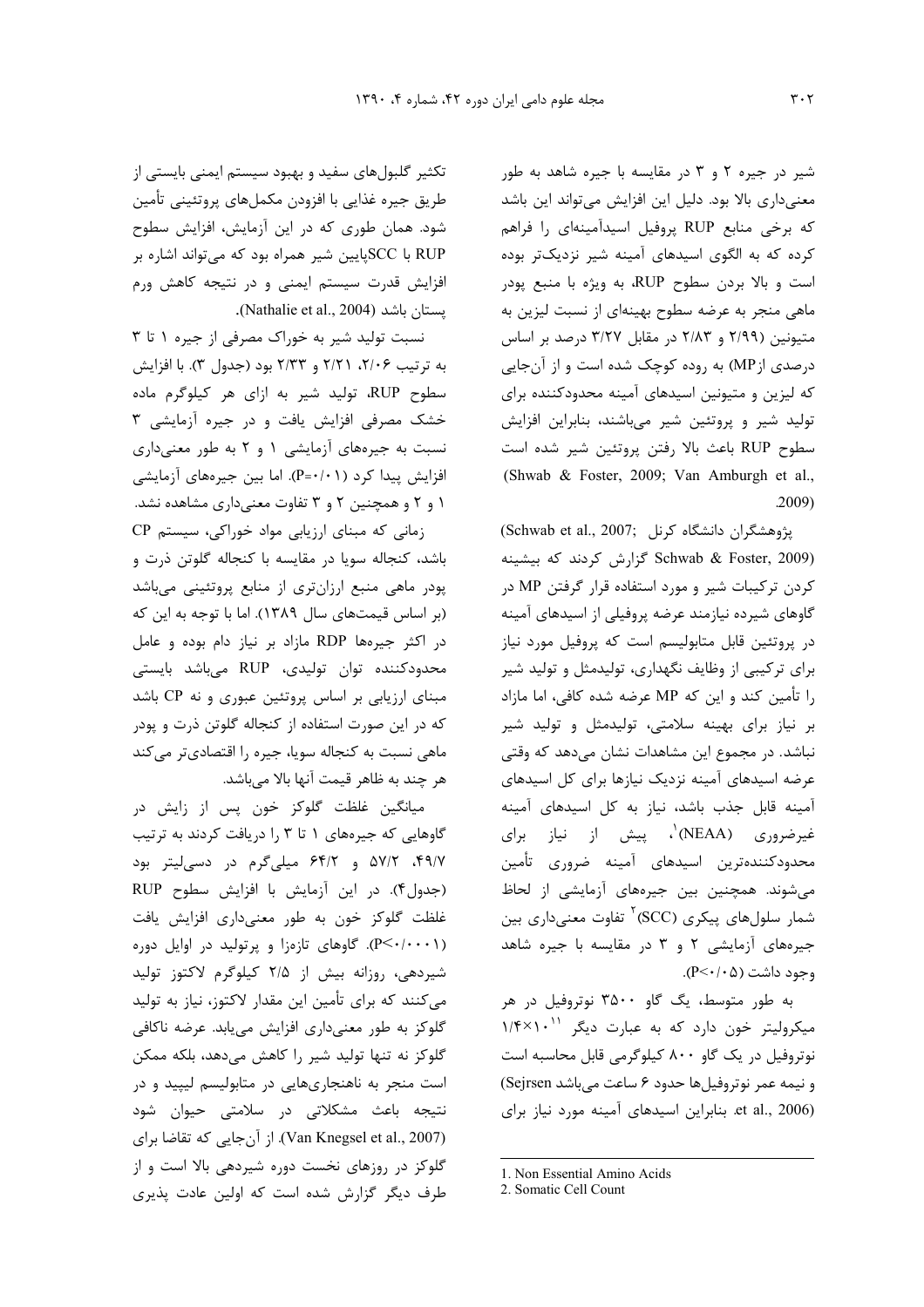شیر در جیره ۲ و ۳ در مقایسه با جیره شاهد به طور معنی‌داری بالا بود. دلیل این افزایش می‌تواند این باشد که برخی منابع RUP پروفیل اسیدآمینه‌ای را فراهم کرده که به الگوی اسیدهای آمینه شیر نزدیک‌تر بوده است و بالا بردن سطوح RUP، به ویژه با منبع پودر ماهی منجر به عرضه سطوح بهینه‌ای از نسبت لیزین به متیونین (۲/۹۹ و ۲/۸۳ در مقابل ۳/۲۷ درصد بر اساس درصدی ازMP) به روده کوچک شده است و از آن‌جایی که لیزین و متیونین اسیدهای آمینه محدودکننده برای تولید شیر و پروتئین شیر می‌باشند، بنابراین افزایش سطوح RUP باعث بالا رفتن پروتئین شیر شده است (Shwab & Foster, 2009; Van Amburgh et al., 2009).

پژوهشگران دانشگاه کرنل (Schwab et al., 2007; Schwab & Foster, 2009) گزارش کردند که بیشینه کردن ترکیبات شیر و مورد استفاده قرار گرفتن MP در گاوهای شیرده نیازمند عرضه پروفیلی از اسیدهای آمینه در پروتئین قابل متابولیسم است که پروفیل مورد نیاز برای ترکیبی از وظایف نگهداری، تولیدمثل و تولید شیر را تأمین کند و این که MP عرضه شده کافی، اما مازاد بر نیاز برای بهینه سلامتی، تولیدمثل و تولید شیر نباشد. در مجموع این مشاهدات نشان می‌دهد که وقتی عرضه اسیدهای آمینه نزدیک نیازها برای کل اسیدهای آمینه قابل جذب باشد، نیاز به کل اسیدهای آمینه غیرضروری (NEAA)[1]، پیش از نیاز برای محدودکننده‌ترین اسیدهای آمینه ضروری تأمین می‌شوند. همچنین بین جیره‌های آزمایشی از لحاظ شمار سلول‌های پیکری (SCC)[2] تفاوت معنی‌داری بین جیره‌های آزمایشی ۲ و ۳ در مقایسه با جیره شاهد وجود داشت ($P<0/05$).

به طور متوسط، یگ گاو ۳۵۰۰ نوتروفیل در هر میکرولیتر خون دارد که به عبارت دیگر $1/4\times10^{11}$ نوتروفیل در یک گاو ۸۰۰ کیلوگرمی قابل محاسبه است و نیمه عمر نوتروفیل‌ها حدود ۶ ساعت می‌باشد (Sejrsen et al., 2006). بنابراین اسیدهای آمینه مورد نیاز برای تکثیر گلبول‌های سفید و بهبود سیستم ایمنی بایستی از طریق جیره غذایی با افزودن مکمل‌های پروتئینی تأمین شود. همان طوری که در این آزمایش، افزایش سطوح RUP با SCCپایین شیر همراه بود که می‌تواند اشاره بر افزایش قدرت سیستم ایمنی و در نتیجه کاهش ورم پستان باشد (Nathalie et al., 2004).

نسبت تولید شیر به خوراک مصرفی از جیره ۱ تا ۳ به ترتیب ۲/۰۶، ۲/۲۱ و ۲/۳۳ بود (جدول ۳). با افزایش سطوح RUP، تولید شیر به ازای هر کیلوگرم ماده خشک مصرفی افزایش یافت و در جیره آزمایشی ۳ نسبت به جیره‌های آزمایشی ۱ و ۲ به طور معنی‌داری افزایش پیدا کرد ($P=0/01$). اما بین جیره‌های آزمایشی ۱ و ۲ و همچنین ۲ و ۳ تفاوت معنی‌داری مشاهده نشد.

زمانی که مبنای ارزیابی مواد خوراکی، سیستم CP باشد، کنجاله سویا در مقایسه با کنجاله گلوتن ذرت و پودر ماهی منبع ارزان‌تری از منابع پروتئینی می‌باشد (بر اساس قیمت‌های سال ۱۳۸۹). اما با توجه به این که در اکثر جیره‌ها RDP مازاد بر نیاز دام بوده و عامل محدودکننده توان تولیدی، RUP می‌باشد بایستی مبنای ارزیابی بر اساس پروتئین عبوری و نه CP باشد که در این صورت استفاده از کنجاله گلوتن ذرت و پودر ماهی نسبت به کنجاله سویا، جیره را اقتصادی‌تر می‌کند هر چند به ظاهر قیمت آنها بالا می‌باشد.

میانگین غلظت گلوکز خون پس از زایش در گاوهایی که جیره‌های ۱ تا ۳ را دریافت کردند به ترتیب ۴۹/۷، ۵۷/۲ و ۶۴/۲ میلی‌گرم در دسی‌لیتر بود (جدول۴). در این آزمایش با افزایش سطوح RUP غلظت گلوکز خون به طور معنی‌داری افزایش یافت ($P<0/0001$). گاوهای تازەزا و پرتولید در اوایل دوره شیردهی، روزانه بیش از ۲/۵ کیلوگرم لاکتوز تولید می‌کنند که برای تأمین این مقدار لاکتوز، نیاز به تولید گلوکز به طور معنی‌داری افزایش می‌یابد. عرضه ناکافی گلوکز نه تنها تولید شیر را کاهش می‌دهد، بلکه ممکن است منجر به ناهنجاری‌هایی در متابولیسم لیپید و در نتیجه باعث مشکلاتی در سلامتی حیوان شود (Van Knegsel et al., 2007). از آن‌جایی که تقاضا برای گلوکز در روزهای نخست دوره شیردهی بالا است و از طرف دیگر گزارش شده است که اولین عادت پذیری

---

1. Non Essential Amino Acids
2. Somatic Cell Count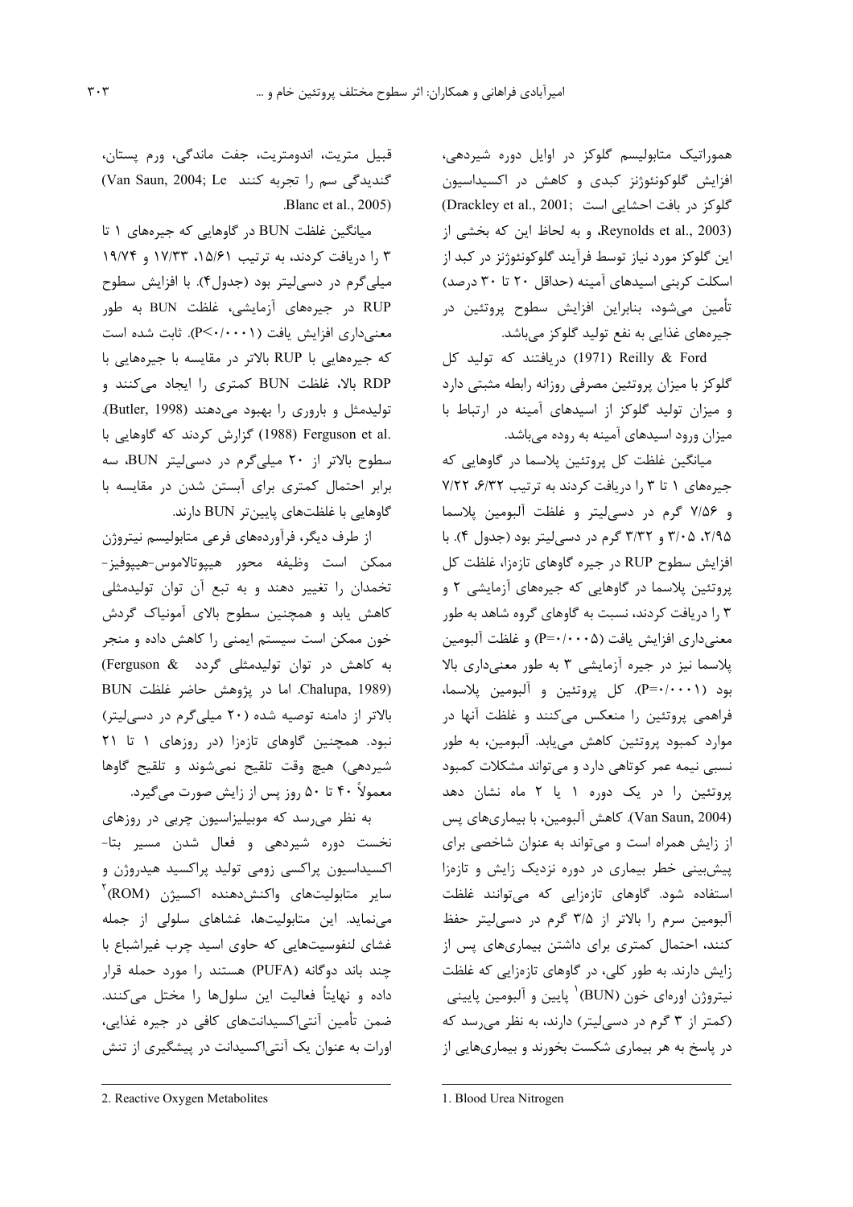همورانیک متابولیسم گلوکز در اوایل دوره شیردهی، افزایش گلوکونئوژنز کبدی و کاهش در اکسیداسیون گلوکز در بافت احشایی است (Drackley et al., 2001; Reynolds et al., 2003)، و به لحاظ این که بخشی از این گلوکز مورد نیاز توسط فرآیند گلوکونئوژنز در کبد از اسکلت کربنی اسیدهای آمینه (حداقل ۲۰ تا ۳۰ درصد) تأمین می‌شود، بنابراین افزایش سطوح پروتئین در جیره‌های غذایی به نفع تولید گلوکز می‌باشد.

Reilly & Ford (1971) دریافتند که تولید کل گلوکز با میزان پروتئین مصرفی روزانه رابطه مثبتی دارد و میزان تولید گلوکز از اسیدهای آمینه در ارتباط با میزان ورود اسیدهای آمینه به روده می‌باشد.

میانگین غلظت کل پروتئین پلاسما در گاوهایی که جیره‌های ۱ تا ۳ را دریافت کردند به ترتیب ۶/۳۲، ۷/۲۲ و ۷/۵۶ گرم در دسی‌لیتر و غلظت آلبومین پلاسما ۲/۹۵، ۳/۰۵ و ۳/۳۲ گرم در دسی‌لیتر بود (جدول ۴). با افزایش سطوح RUP در جیره گاوهای تازه‌زا، غلظت کل پروتئین پلاسما در گاوهایی که جیره‌های آزمایشی ۲ و ۳ را دریافت کردند، نسبت به گاوهای گروه شاهد به طور معنی‌داری افزایش یافت (P=۰/۰۰۰۵) و غلظت آلبومین پلاسما نیز در جیره آزمایشی ۳ به طور معنی‌داری بالا بود (P=۰/۰۰۰۱). کل پروتئین و آلبومین پلاسما، فراهمی پروتئین را منعکس می‌کنند و غلظت آنها در موارد کمبود پروتئین کاهش می‌یابد. آلبومین، به طور نسبی نیمه عمر کوتاهی دارد و می‌تواند مشکلات کمبود پروتئین را در یک دوره ۱ یا ۲ ماه نشان دهد (Van Saun, 2004). کاهش آلبومین، با بیماری‌های پس از زایش همراه است و می‌تواند به عنوان شاخصی برای پیش‌بینی خطر بیماری در دوره نزدیک زایش و تازه‌زا استفاده شود. گاوهای تازه‌زایی که می‌توانند غلظت آلبومین سرم را بالاتر از ۳/۵ گرم در دسی‌لیتر حفظ کنند، احتمال کمتری برای داشتن بیماری‌های پس از زایش دارند. به طور کلی، در گاوهای تازه‌زایی که غلظت نیتروژن اوره‌ای خون (BUN)[1] پایین و آلبومین پایینی (کمتر از ۳ گرم در دسی‌لیتر) دارند، به نظر می‌رسد که در پاسخ به هر بیماری شکست بخورند و بیماری‌هایی از قبیل متریت، اندومتریت، جفت ماندگی، ورم پستان، گندیدگی سم را تجربه کنند (Van Saun, 2004; Le Blanc et al., 2005).

میانگین غلظت BUN در گاوهایی که جیره‌های ۱ تا ۳ را دریافت کردند، به ترتیب ۱۵/۶۱، ۱۷/۳۳ و ۱۹/۷۴ میلی‌گرم در دسی‌لیتر بود (جدول۴). با افزایش سطوح RUP در جیره‌های آزمایشی، غلظت BUN به طور معنی‌داری افزایش یافت (P<۰/۰۰۰۱). ثابت شده است که جیره‌هایی با RUP بالاتر در مقایسه با جیره‌هایی با RDP بالا، غلظت BUN کمتری را ایجاد می‌کنند و تولیدمثل و باروری را بهبود می‌دهند (Butler, 1998). Ferguson et al. (1988) گزارش کردند که گاوهایی با سطوح بالاتر از ۲۰ میلی‌گرم در دسی‌لیتر BUN، سه برابر احتمال کمتری برای آبستن شدن در مقایسه با گاوهایی با غلظت‌های پایین‌تر BUN دارند.

از طرف دیگر، فرآورده‌های فرعی متابولیسم نیتروژن ممکن است وظیفه محور هیپوتالاموس-هیپوفیز-تخمدان را تغییر دهند و به تبع آن توان تولیدمثلی کاهش یابد و همچنین سطوح بالای آمونیاک گردش خون ممکن است سیستم ایمنی را کاهش داده و منجر به کاهش در توان تولیدمثلی گردد (Ferguson & Chalupa, 1989). اما در پژوهش حاضر غلظت BUN بالاتر از دامنه توصیه شده (۲۰ میلی‌گرم در دسی‌لیتر) نبود. همچنین گاوهای تازه‌زا (در روزهای ۱ تا ۲۱ شیردهی) هیچ وقت تلقیح نمی‌شوند و تلقیح گاوها معمولاً ۴۰ تا ۵۰ روز پس از زایش صورت می‌گیرد.

به نظر می‌رسد که موبیلیزاسیون چربی در روزهای نخست دوره شیردهی و فعال شدن مسیر بتا-اکسیداسیون پراکسی زومی تولید پراکسید هیدروژن و سایر متابولیت‌های واکنش‌دهنده اکسیژن (ROM)[2] می‌نماید. این متابولیت‌ها، غشاهای سلولی از جمله غشای لنفوسیت‌هایی که حاوی اسید چرب غیراشباع با چند باند دوگانه (PUFA) هستند را مورد حمله قرار داده و نهایتاً فعالیت این سلول‌ها را مختل می‌کنند. ضمن تأمین آنتی‌اکسیدانت‌های کافی در جیره غذایی، اورات به عنوان یک آنتی‌اکسیدانت در پیشگیری از تنش

---

1. Blood Urea Nitrogen

2. Reactive Oxygen Metabolites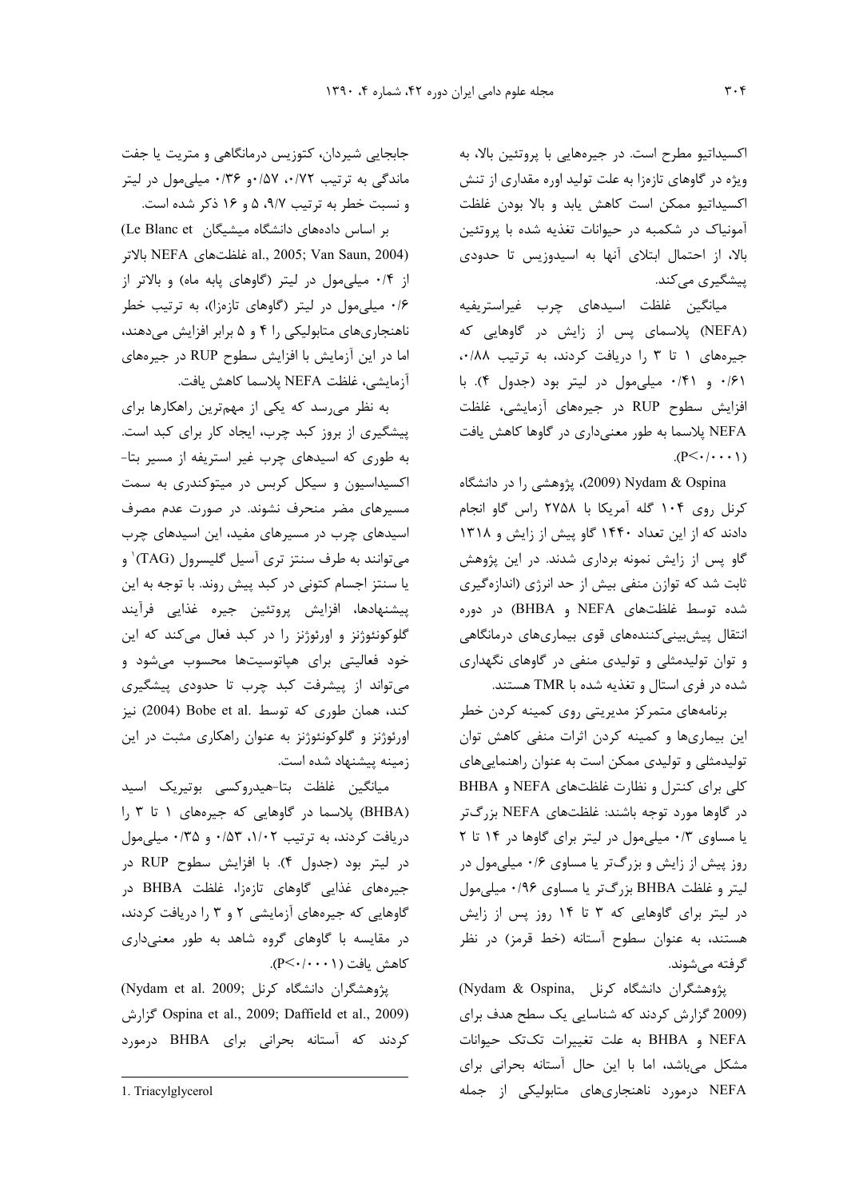اکسیداتیو مطرح است. در جیره‌هایی با پروتئین بالا، به ویژه در گاوهای تازه‌زا به علت تولید اوره مقداری از تنش اکسیداتیو ممکن است کاهش یابد و بالا بودن غلظت آمونیاک در شکمبه در حیوانات تغذیه شده با پروتئین بالا، از احتمال ابتلای آنها به اسیدوزیس تا حدودی پیشگیری می‌کند.

میانگین غلظت اسیدهای چرب غیراستریفیه (NEFA) پلاسمای پس از زایش در گاوهایی که جیره‌های ۱ تا ۳ را دریافت کردند، به ترتیب ۰/۸۸، ۰/۶۱ و ۰/۴۱ میلی‌مول در لیتر بود (جدول ۴). با افزایش سطوح RUP در جیره‌های آزمایشی، غلظت NEFA پلاسما به طور معنی‌داری در گاوها کاهش یافت ($P<0/0001$).

Nydam & Ospina (2009)، پژوهشی را در دانشگاه کرنل روی ۱۰۴ گله آمریکا با ۲۷۵۸ راس گاو انجام دادند که از این تعداد ۱۴۴۰ گاو پیش از زایش و ۱۳۱۸ گاو پس از زایش نمونه برداری شدند. در این پژوهش ثابت شد که توازن منفی بیش از حد انرژی (اندازه‌گیری شده توسط غلظت‌های NEFA و BHBA) در دوره انتقال پیش‌بینی‌کننده‌های قوی بیماری‌های درمانگاهی و توان تولیدمثلی و تولیدی منفی در گاوهای نگهداری شده در فری استال و تغذیه شده با TMR هستند.

برنامه‌های متمرکز مدیریتی روی کمینه کردن خطر این بیماری‌ها و کمینه کردن اثرات منفی کاهش توان تولیدمثلی و تولیدی ممکن است به عنوان راهنمایی‌های کلی برای کنترل و نظارت غلظت‌های NEFA و BHBA در گاوها مورد توجه باشند: غلظت‌های NEFA بزرگ‌تر یا مساوی ۰/۳ میلی‌مول در لیتر برای گاوها در ۱۴ تا ۲ روز پیش از زایش و بزرگ‌تر یا مساوی ۰/۶ میلی‌مول در لیتر و غلظت BHBA بزرگ‌تر یا مساوی ۰/۹۶ میلی‌مول در لیتر برای گاوهایی که ۳ تا ۱۴ روز پس از زایش هستند، به عنوان سطوح آستانه (خط قرمز) در نظر گرفته می‌شوند.

پژوهشگران دانشگاه کرنل (Nydam & Ospina, 2009) گزارش کردند که شناسایی یک سطح هدف برای NEFA و BHBA به علت تغییرات تک‌تک حیوانات مشکل می‌باشد، اما با این حال آستانه بحرانی برای NEFA درمورد ناهنجاری‌های متابولیکی از جمله جابجایی شیردان، کتوزیس درمانگاهی و متریت یا جفت ماندگی به ترتیب ۰/۷۲، ۰/۵۷ و ۰/۳۶ میلی‌مول در لیتر و نسبت خطر به ترتیب ۹/۷، ۵ و ۱۶ ذکر شده است.

بر اساس داده‌های دانشگاه میشیگان (Le Blanc et al., 2005; Van Saun, 2004) غلظت‌های NEFA بالاتر از ۰/۴ میلی‌مول در لیتر (گاوهای پابه ماه) و بالاتر از ۰/۶ میلی‌مول در لیتر (گاوهای تازه‌زا)، به ترتیب خطر ناهنجاری‌های متابولیکی را ۴ و ۵ برابر افزایش می‌دهند، اما در این آزمایش با افزایش سطوح RUP در جیره‌های آزمایشی، غلظت NEFA پلاسما کاهش یافت.

به نظر می‌رسد که یکی از مهم‌ترین راهکارها برای پیشگیری از بروز کبد چرب، ایجاد کار برای کبد است. به طوری که اسیدهای چرب غیر استریفه از مسیر بتا-اکسیداسیون و سیکل کربس در میتوکندری به سمت مسیرهای مضر منحرف نشوند. در صورت عدم مصرف اسیدهای چرب در مسیرهای مفید، این اسیدهای چرب می‌توانند به طرف سنتز تری آسیل گلیسرول (TAG)[1] و یا سنتز اجسام کتونی در کبد پیش روند. با توجه به این پیشنهادها، افزایش پروتئین جیره غذایی فرآیند گلوکونئوژنز و اورئوژنز را در کبد فعال می‌کند که این خود فعالیتی برای هپاتوسیت‌ها محسوب می‌شود و می‌تواند از پیشرفت کبد چرب تا حدودی پیشگیری کند، همان طوری که توسط Bobe et al. (2004) نیز اورئوژنز و گلوکونئوژنز به عنوان راهکاری مثبت در این زمینه پیشنهاد شده است.

میانگین غلظت بتا-هیدروکسی بوتیریک اسید (BHBA) پلاسما در گاوهایی که جیره‌های ۱ تا ۳ را دریافت کردند، به ترتیب ۱/۰۲، ۰/۵۳ و ۰/۳۵ میلی‌مول در لیتر بود (جدول ۴). با افزایش سطوح RUP در جیره‌های غذایی گاوهای تازه‌زا، غلظت BHBA در گاوهایی که جیره‌های آزمایشی ۲ و ۳ را دریافت کردند، در مقایسه با گاوهای گروه شاهد به طور معنی‌داری کاهش یافت ($P<0/0001$).

پژوهشگران دانشگاه کرنل (Nydam et al. 2009; Ospina et al., 2009; Daffield et al., 2009) گزارش کردند که آستانه بحرانی برای BHBA درمورد

1. Triacylglycerol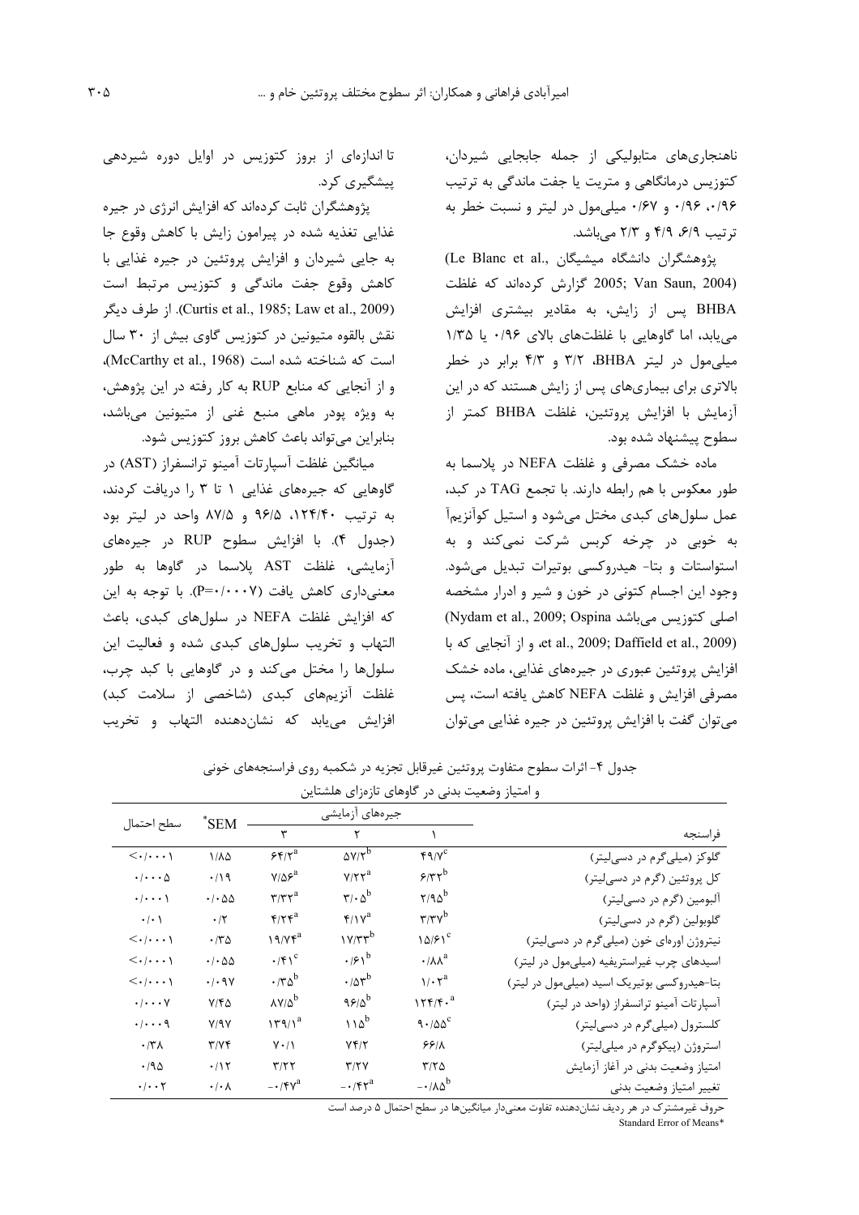ناهنجاری‌های متابولیکی از جمله جابجایی شیردان، کتوزیس درمانگاهی و متریت یا جفت ماندگی به ترتیب ۰/۹۶، ۰/۹۶ و ۰/۶۷ میلی‌مول در لیتر و نسبت خطر به ترتیب ۶/۹، ۴/۹ و ۲/۳ می‌باشد.

پژوهشگران دانشگاه میشیگان (Le Blanc et al., 2005; Van Saun, 2004) گزارش کرده‌اند که غلظت BHBA پس از زایش، به مقادیر بیشتری افزایش می‌یابد، اما گاوهایی با غلظت‌های بالای ۰/۹۶ یا ۱/۳۵ میلی‌مول در لیتر BHBA، ۳/۲ و ۴/۳ برابر در خطر بالاتری برای بیماری‌های پس از زایش هستند که در این آزمایش با افزایش پروتئین، غلظت BHBA کمتر از سطوح پیشنهاد شده بود.

ماده خشک مصرفی و غلظت NEFA در پلاسما به طور معکوس با هم رابطه دارند. با تجمع TAG در کبد، عمل سلول‌های کبدی مختل می‌شود و استیل کوآنزیم‌آ به خوبی در چرخه کربس شرکت نمی‌کند و به استواستات و بتا- هیدروکسی بوتیرات تبدیل می‌شود. وجود این اجسام کتونی در خون و شیر و ادرار مشخصه اصلی کتوزیس می‌باشد (Nydam et al., 2009; Ospina et al., 2009; Daffield et al., 2009)، و از آنجایی که با افزایش پروتئین عبوری در جیره‌های غذایی، ماده خشک مصرفی افزایش و غلظت NEFA کاهش یافته است، پس می‌توان گفت با افزایش پروتئین در جیره غذایی می‌توان تا اندازه‌ای از بروز کتوزیس در اوایل دوره شیردهی پیشگیری کرد.

پژوهشگران ثابت کرده‌اند که افزایش انرژی در جیره غذایی تغذیه شده در پیرامون زایش با کاهش وقوع جا به جایی شیردان و افزایش پروتئین در جیره غذایی با کاهش وقوع جفت ماندگی و کتوزیس مرتبط است (Curtis et al., 1985; Law et al., 2009). از طرف دیگر نقش بالقوه متیونین در کتوزیس گاوی بیش از ۳۰ سال است که شناخته شده است (McCarthy et al., 1968)، و از آنجایی که منابع RUP به کار رفته در این پژوهش، به ویژه پودر ماهی منبع غنی از متیونین می‌باشد، بنابراین می‌تواند باعث کاهش بروز کتوزیس شود.

میانگین غلظت آسپارتات آمینو ترانسفراز (AST) در گاوهایی که جیره‌های غذایی ۱ تا ۳ را دریافت کردند، به ترتیب ۱۲۴/۴۰، ۹۶/۵ و ۸۷/۵ واحد در لیتر بود (جدول ۴). با افزایش سطوح RUP در جیره‌های آزمایشی، غلظت AST پلاسما در گاوها به طور معنی‌داری کاهش یافت ($P=0.0007$). با توجه به این که افزایش غلظت NEFA در سلول‌های کبدی، باعث التهاب و تخریب سلول‌های کبدی شده و فعالیت این سلول‌ها را مختل می‌کند و در گاوهایی با کبد چرب، غلظت آنزیم‌های کبدی (شاخصی از سلامت کبد) افزایش می‌یابد که نشان‌دهنده التهاب و تخریب

جدول ۴- اثرات سطوح متفاوت پروتئین غیرقابل تجزیه در شکمبه روی فراسنجه‌های خونی و امتیاز وضعیت بدنی در گاوهای تازه‌زای هلشتاین

| فراسنجه | جیره‌های آزمایشی ۱ | ۲ | ۳ | SEM* | سطح احتمال |
|---|---|---|---|---|---|
| گلوکز (میلی‌گرم در دسی‌لیتر) | ۴۹/۷[c] | ۵۷/۳[b] | ۶۴/۲[a] | ۱/۸۵ | <۰/۰۰۰۱ |
| کل پروتئین (گرم در دسی‌لیتر) | ۶/۳۲[b] | ۷/۲۲[a] | ۷/۵۶[a] | ۰/۱۹ | ۰/۰۰۰۵ |
| آلبومین (گرم در دسی‌لیتر) | ۲/۹۵[b] | ۳/۰۵[b] | ۳/۳۲[a] | ۰/۰۵۵ | ۰/۰۰۰۱ |
| گلوبولین (گرم در دسی‌لیتر) | ۳/۳۷[b] | ۴/۱۷[a] | ۴/۲۴[a] | ۰/۲ | ۰/۰۱ |
| نیتروژن اوره‌ای خون (میلی‌گرم در دسی‌لیتر) | ۱۵/۶۱[c] | ۱۷/۳۳[b] | ۱۹/۷۴[a] | ۰/۳۵ | <۰/۰۰۰۱ |
| اسیدهای چرب غیراستریفیه (میلی‌مول در لیتر) | ۰/۸۸[a] | ۰/۶۱[b] | ۰/۴۱[c] | ۰/۰۵۵ | <۰/۰۰۰۱ |
| بتا-هیدروکسی بوتیریک اسید (میلی‌مول در لیتر) | ۱/۰۲[a] | ۰/۵۳[b] | ۰/۳۵[b] | ۰/۰۹۷ | <۰/۰۰۰۱ |
| آسپارتات آمینو ترانسفراز (واحد در لیتر) | ۱۲۴/۴۰[a] | ۹۶/۵[b] | ۸۷/۵[b] | ۷/۴۵ | ۰/۰۰۰۷ |
| کلسترول (میلی‌گرم در دسی‌لیتر) | ۹۰/۵۵[c] | ۱۱۵[b] | ۱۳۹/۱[a] | ۷/۹۷ | ۰/۰۰۰۹ |
| استروژن (پیکوگرم در میلی‌لیتر) | ۶۶/۸ | ۷۴/۲ | ۷۰/۱ | ۳/۷۴ | ۰/۳۸ |
| امتیاز وضعیت بدنی در آغاز آزمایش | ۳/۲۵ | ۳/۲۷ | ۳/۲۲ | ۰/۱۲ | ۰/۹۵ |
| تغییر امتیاز وضعیت بدنی | −۰/۸۵[b] | −۰/۴۴[a] | −۰/۴۷[a] | ۰/۰۸ | ۰/۰۰۲ |

حروف غیرمشترک در هر ردیف نشان‌دهنده تفاوت معنی‌دار میانگین‌ها در سطح احتمال ۵ درصد است

*Standard Error of Means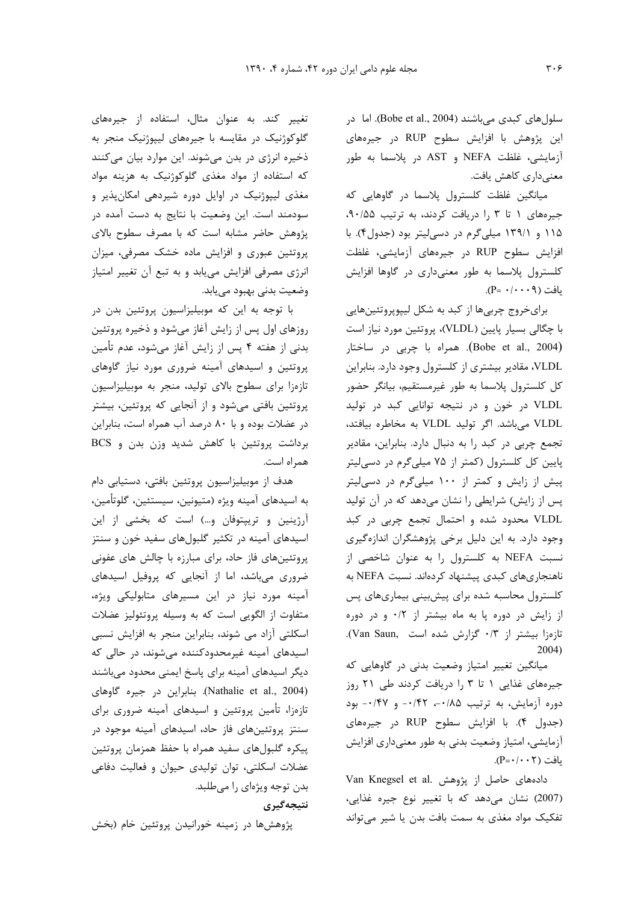سلول‌های کبدی می‌باشند (Bobe et al., 2004). اما در این پژوهش با افزایش سطوح RUP در جیره‌های آزمایشی، غلظت NEFA و AST در پلاسما به طور معنی‌داری کاهش یافت.

میانگین غلظت کلسترول پلاسما در گاوهایی که جیره‌های ۱ تا ۳ را دریافت کردند، به ترتیب ۹۰/۵۵، ۱۱۵ و ۱۳۹/۱ میلی‌گرم در دسی‌لیتر بود (جدول۴). با افزایش سطوح RUP در جیره‌های آزمایشی، غلظت کلسترول پلاسما به طور معنی‌داری در گاوها افزایش یافت (P= ۰/۰۰۰۹).

برای‌خروج چربی‌ها از کبد به شکل لیپوپروتئین‌هایی با چگالی بسیار پایین (VLDL)، پروتئین مورد نیاز است (Bobe et al., 2004). همراه با چربی در ساختار VLDL، مقادیر بیشتری از کلسترول وجود دارد. بنابراین کل کلسترول پلاسما به طور غیرمستقیم، بیانگر حضور VLDL در خون و در نتیجه توانایی کبد در تولید VLDL می‌باشد. اگر تولید VLDL به مخاطره بیافتد، تجمع چربی در کبد را به دنبال دارد. بنابراین، مقادیر پایین کل کلسترول (کمتر از ۷۵ میلی‌گرم در دسی‌لیتر پیش از زایش و کمتر از ۱۰۰ میلی‌گرم در دسی‌لیتر پس از زایش) شرایطی را نشان می‌دهد که در آن تولید VLDL محدود شده و احتمال تجمع چربی در کبد وجود دارد. به این دلیل برخی پژوهشگران اندازه‌گیری نسبت NEFA به کلسترول را به عنوان شاخصی از ناهنجاری‌های کبدی پیشنهاد کرده‌اند. نسبت NEFA به کلسترول محاسبه شده برای پیش‌بینی بیماری‌های پس از زایش در دوره پا به ماه بیشتر از ۰/۲ و در دوره تازه‌زا بیشتر از ۰/۳ گزارش شده است (Van Saun, 2004).

میانگین تغییر امتیاز وضعیت بدنی در گاوهایی که جیره‌های غذایی ۱ تا ۳ را دریافت کردند طی ۲۱ روز دوره آزمایش، به ترتیب ۰/۸۵-، ۰/۴۲- و ۰/۴۷- بود (جدول ۴). با افزایش سطوح RUP در جیره‌های آزمایشی، امتیاز وضعیت بدنی به طور معنی‌داری افزایش یافت (P=۰/۰۰۲).

داده‌های حاصل از پژوهش Van Knegsel et al. (2007) نشان می‌دهد که با تغییر نوع جیره غذایی، تفکیک مواد مغذی به سمت بافت بدن یا شیر می‌تواند تغییر کند. به عنوان مثال، استفاده از جیره‌های گلوکوژنیک در مقایسه با جیره‌های لیپوژنیک منجر به ذخیره انرژی در بدن می‌شوند. این موارد بیان می‌کنند که استفاده از مواد مغذی گلوکوژنیک به هزینه مواد مغذی لیپوژنیک در اوایل دوره شیردهی امکان‌پذیر و سودمند است. این وضعیت با نتایج به دست آمده در پژوهش حاضر مشابه است که با مصرف سطوح بالای پروتئین عبوری و افزایش ماده خشک مصرفی، میزان انرژی مصرفی افزایش می‌یابد و به تبع آن تغییر امتیاز وضعیت بدنی بهبود می‌یابد.

با توجه به این که موبیلیزاسیون پروتئین بدن در روزهای اول پس از زایش آغاز می‌شود و ذخیره پروتئین بدنی از هفته ۴ پس از زایش آغاز می‌شود، عدم تأمین پروتئین و اسیدهای آمینه ضروری مورد نیاز گاوهای تازه‌زا برای سطوح بالای تولید، منجر به موبیلیزاسیون پروتئین بافتی می‌شود و از آنجایی که پروتئین، بیشتر در عضلات بوده و با ۸۰ درصد آب همراه است، بنابراین برداشت پروتئین با کاهش شدید وزن بدن و BCS همراه است.

هدف از موبیلیزاسیون پروتئین بافتی، دستیابی دام به اسیدهای آمینه ویژه (متیونین، سیستئین، گلوتأمین، آرژینین و تریپتوفان و...) است که بخشی از این اسیدهای آمینه در تکثیر گلبول‌های سفید خون و سنتز پروتئین‌های فاز حاد، برای مبارزه با چالش های عفونی ضروری می‌باشد، اما از آنجایی که پروفیل اسیدهای آمینه مورد نیاز در این مسیرهای متابولیکی ویژه، متفاوت از الگویی است که به وسیله پروتئولیز عضلات اسکلتی آزاد می شوند، بنابراین منجر به افزایش نسبی اسیدهای آمینه غیرمحدودکننده می‌شوند، در حالی که دیگر اسیدهای آمینه برای پاسخ ایمنی محدود می‌باشند (Nathalie et al., 2004). بنابراین در جیره گاوهای تازه‌زا، تأمین پروتئین و اسیدهای آمینه ضروری برای سنتز پروتئین‌های فاز حاد، اسیدهای آمینه موجود در پیکره گلبول‌های سفید همراه با حفظ همزمان پروتئین عضلات اسکلتی، توان تولیدی حیوان و فعالیت دفاعی بدن توجه ویژه‌ای را می‌طلبد.

## نتیجه‌گیری

پژوهش‌ها در زمینه خورانیدن پروتئین خام (بخش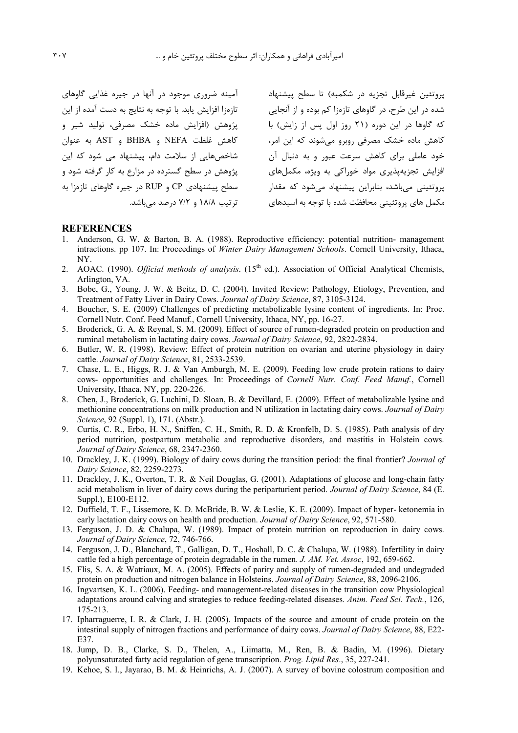پروتئین غیرقابل تجزیه در شکمبه) تا سطح پیشنهاد شده در این طرح، در گاوهای تازه‌زا کم بوده و از آنجایی که گاوها در این دوره (۲۱ روز اول پس از زایش) با کاهش ماده خشک مصرفی روبرو می‌شوند که این امر، خود عاملی برای کاهش سرعت عبور و به دنبال آن افزایش تجزیه‌پذیری مواد خوراکی به ویژه، مکمل‌های پروتئینی می‌باشد، بنابراین پیشنهاد می‌شود که مقدار مکمل های پروتئینی محافظت شده با توجه به اسیدهای آمینه ضروری موجود در آنها در جیره غذایی گاوهای تازه‌زا افزایش یابد. با توجه به نتایج به دست آمده از این پژوهش (افزایش ماده خشک مصرفی، تولید شیر و کاهش غلظت NEFA و BHBA و AST به عنوان شاخص‌هایی از سلامت دام، پیشنهاد می شود که این پژوهش در سطح گسترده در مزارع به کار گرفته شود و سطح پیشنهادی CP و RUP در جیره گاوهای تازه‌زا به ترتیب ۱۸/۸ و ۷/۲ درصد می‌باشد.

## REFERENCES

1. Anderson, G. W. & Barton, B. A. (1988). Reproductive efficiency: potential nutrition- management intractions. pp 107. In: Proceedings of *Winter Dairy Management Schools*. Cornell University, Ithaca, NY.
2. AOAC. (1990). *Official methods of analysis*. (15th ed.). Association of Official Analytical Chemists, Arlington, VA.
3. Bobe, G., Young, J. W. & Beitz, D. C. (2004). Invited Review: Pathology, Etiology, Prevention, and Treatment of Fatty Liver in Dairy Cows. *Journal of Dairy Science*, 87, 3105-3124.
4. Boucher, S. E. (2009) Challenges of predicting metabolizable lysine content of ingredients. In: Proc. Cornell Nutr. Conf. Feed Manuf., Cornell University, Ithaca, NY, pp. 16-27.
5. Broderick, G. A. & Reynal, S. M. (2009). Effect of source of rumen-degraded protein on production and ruminal metabolism in lactating dairy cows. *Journal of Dairy Science*, 92, 2822-2834.
6. Butler, W. R. (1998). Review: Effect of protein nutrition on ovarian and uterine physiology in dairy cattle. *Journal of Dairy Science*, 81, 2533-2539.
7. Chase, L. E., Higgs, R. J. & Van Amburgh, M. E. (2009). Feeding low crude protein rations to dairy cows- opportunities and challenges. In: Proceedings of *Cornell Nutr. Conf. Feed Manuf.*, Cornell University, Ithaca, NY, pp. 220-226.
8. Chen, J., Broderick, G. Luchini, D. Sloan, B. & Devillard, E. (2009). Effect of metabolizable lysine and methionine concentrations on milk production and N utilization in lactating dairy cows. *Journal of Dairy Science*, 92 (Suppl. 1), 171. (Abstr.).
9. Curtis, C. R., Erbo, H. N., Sniffen, C. H., Smith, R. D. & Kronfelb, D. S. (1985). Path analysis of dry period nutrition, postpartum metabolic and reproductive disorders, and mastitis in Holstein cows. *Journal of Dairy Science*, 68, 2347-2360.
10. Drackley, J. K. (1999). Biology of dairy cows during the transition period: the final frontier? *Journal of Dairy Science*, 82, 2259-2273.
11. Drackley, J. K., Overton, T. R. & Neil Douglas, G. (2001). Adaptations of glucose and long-chain fatty acid metabolism in liver of dairy cows during the periparturient period. *Journal of Dairy Science*, 84 (E. Suppl.), E100-E112.
12. Duffield, T. F., Lissemore, K. D. McBride, B. W. & Leslie, K. E. (2009). Impact of hyper- ketonemia in early lactation dairy cows on health and production. *Journal of Dairy Science*, 92, 571-580.
13. Ferguson, J. D. & Chalupa, W. (1989). Impact of protein nutrition on reproduction in dairy cows. *Journal of Dairy Science*, 72, 746-766.
14. Ferguson, J. D., Blanchard, T., Galligan, D. T., Hoshall, D. C. & Chalupa, W. (1988). Infertility in dairy cattle fed a high percentage of protein degradable in the rumen. *J. AM. Vet. Assoc*, 192, 659-662.
15. Flis, S. A. & Wattiaux, M. A. (2005). Effects of parity and supply of rumen-degraded and undegraded protein on production and nitrogen balance in Holsteins. *Journal of Dairy Science*, 88, 2096-2106.
16. Ingvartsen, K. L. (2006). Feeding- and management-related diseases in the transition cow Physiological adaptations around calving and strategies to reduce feeding-related diseases. *Anim. Feed Sci. Tech.*, 126, 175-213.
17. Ipharraguerre, I. R. & Clark, J. H. (2005). Impacts of the source and amount of crude protein on the intestinal supply of nitrogen fractions and performance of dairy cows. *Journal of Dairy Science*, 88, E22-E37.
18. Jump, D. B., Clarke, S. D., Thelen, A., Liimatta, M., Ren, B. & Badin, M. (1996). Dietary polyunsaturated fatty acid regulation of gene transcription. *Prog. Lipid Res.*, 35, 227-241.
19. Kehoe, S. I., Jayarao, B. M. & Heinrichs, A. J. (2007). A survey of bovine colostrum composition and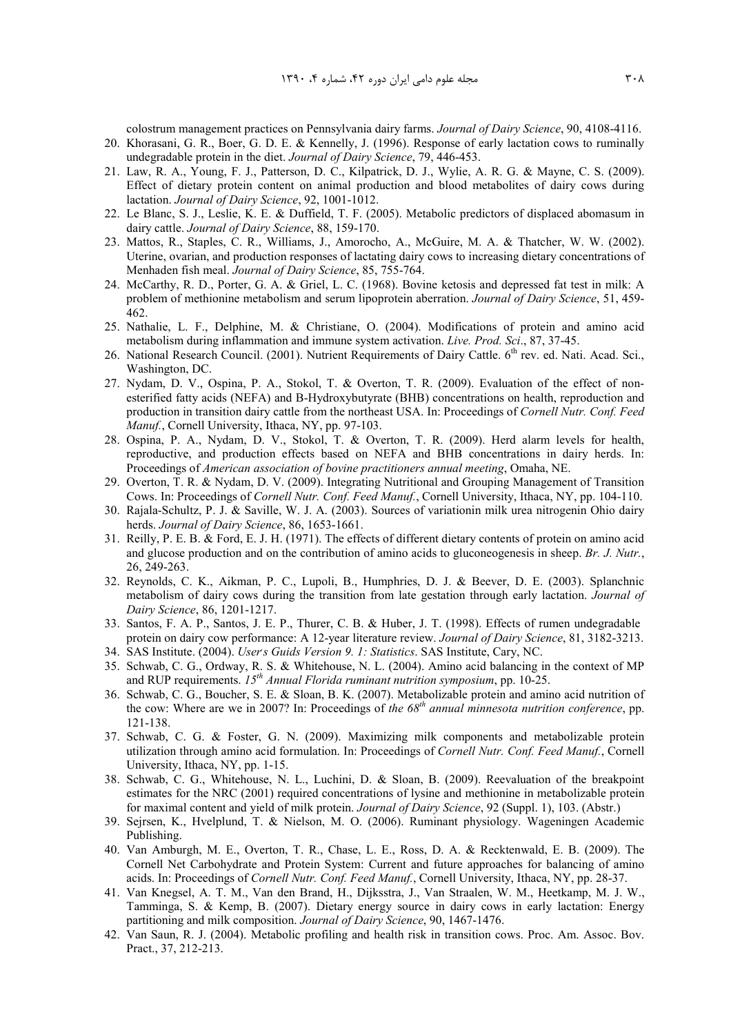colostrum management practices on Pennsylvania dairy farms. *Journal of Dairy Science*, 90, 4108-4116.

20. Khorasani, G. R., Boer, G. D. E. & Kennelly, J. (1996). Response of early lactation cows to ruminally undegradable protein in the diet. *Journal of Dairy Science*, 79, 446-453.
21. Law, R. A., Young, F. J., Patterson, D. C., Kilpatrick, D. J., Wylie, A. R. G. & Mayne, C. S. (2009). Effect of dietary protein content on animal production and blood metabolites of dairy cows during lactation. *Journal of Dairy Science*, 92, 1001-1012.
22. Le Blanc, S. J., Leslie, K. E. & Duffield, T. F. (2005). Metabolic predictors of displaced abomasum in dairy cattle. *Journal of Dairy Science*, 88, 159-170.
23. Mattos, R., Staples, C. R., Williams, J., Amorocho, A., McGuire, M. A. & Thatcher, W. W. (2002). Uterine, ovarian, and production responses of lactating dairy cows to increasing dietary concentrations of Menhaden fish meal. *Journal of Dairy Science*, 85, 755-764.
24. McCarthy, R. D., Porter, G. A. & Griel, L. C. (1968). Bovine ketosis and depressed fat test in milk: A problem of methionine metabolism and serum lipoprotein aberration. *Journal of Dairy Science*, 51, 459-462.
25. Nathalie, L. F., Delphine, M. & Christiane, O. (2004). Modifications of protein and amino acid metabolism during inflammation and immune system activation. *Live. Prod. Sci*., 87, 37-45.
26. National Research Council. (2001). Nutrient Requirements of Dairy Cattle. 6th rev. ed. Nati. Acad. Sci., Washington, DC.
27. Nydam, D. V., Ospina, P. A., Stokol, T. & Overton, T. R. (2009). Evaluation of the effect of non-esterified fatty acids (NEFA) and B-Hydroxybutyrate (BHB) concentrations on health, reproduction and production in transition dairy cattle from the northeast USA. In: Proceedings of *Cornell Nutr. Conf. Feed Manuf.*, Cornell University, Ithaca, NY, pp. 97-103.
28. Ospina, P. A., Nydam, D. V., Stokol, T. & Overton, T. R. (2009). Herd alarm levels for health, reproductive, and production effects based on NEFA and BHB concentrations in dairy herds. In: Proceedings of *American association of bovine practitioners annual meeting*, Omaha, NE.
29. Overton, T. R. & Nydam, D. V. (2009). Integrating Nutritional and Grouping Management of Transition Cows. In: Proceedings of *Cornell Nutr. Conf. Feed Manuf.*, Cornell University, Ithaca, NY, pp. 104-110.
30. Rajala-Schultz, P. J. & Saville, W. J. A. (2003). Sources of variationin milk urea nitrogenin Ohio dairy herds. *Journal of Dairy Science*, 86, 1653-1661.
31. Reilly, P. E. B. & Ford, E. J. H. (1971). The effects of different dietary contents of protein on amino acid and glucose production and on the contribution of amino acids to gluconeogenesis in sheep. *Br. J. Nutr.*, 26, 249-263.
32. Reynolds, C. K., Aikman, P. C., Lupoli, B., Humphries, D. J. & Beever, D. E. (2003). Splanchnic metabolism of dairy cows during the transition from late gestation through early lactation. *Journal of Dairy Science*, 86, 1201-1217.
33. Santos, F. A. P., Santos, J. E. P., Thurer, C. B. & Huber, J. T. (1998). Effects of rumen undegradable protein on dairy cow performance: A 12-year literature review. *Journal of Dairy Science*, 81, 3182-3213.
34. SAS Institute. (2004). *Users Guids Version 9. 1: Statistics*. SAS Institute, Cary, NC.
35. Schwab, C. G., Ordway, R. S. & Whitehouse, N. L. (2004). Amino acid balancing in the context of MP and RUP requirements. *15th Annual Florida ruminant nutrition symposium*, pp. 10-25.
36. Schwab, C. G., Boucher, S. E. & Sloan, B. K. (2007). Metabolizable protein and amino acid nutrition of the cow: Where are we in 2007? In: Proceedings of *the 68th annual minnesota nutrition conference*, pp. 121-138.
37. Schwab, C. G. & Foster, G. N. (2009). Maximizing milk components and metabolizable protein utilization through amino acid formulation. In: Proceedings of *Cornell Nutr. Conf. Feed Manuf.*, Cornell University, Ithaca, NY, pp. 1-15.
38. Schwab, C. G., Whitehouse, N. L., Luchini, D. & Sloan, B. (2009). Reevaluation of the breakpoint estimates for the NRC (2001) required concentrations of lysine and methionine in metabolizable protein for maximal content and yield of milk protein. *Journal of Dairy Science*, 92 (Suppl. 1), 103. (Abstr.)
39. Sejrsen, K., Hvelplund, T. & Nielson, M. O. (2006). Ruminant physiology. Wageningen Academic Publishing.
40. Van Amburgh, M. E., Overton, T. R., Chase, L. E., Ross, D. A. & Recktenwald, E. B. (2009). The Cornell Net Carbohydrate and Protein System: Current and future approaches for balancing of amino acids. In: Proceedings of *Cornell Nutr. Conf. Feed Manuf.*, Cornell University, Ithaca, NY, pp. 28-37.
41. Van Knegsel, A. T. M., Van den Brand, H., Dijksstra, J., Van Straalen, W. M., Heetkamp, M. J. W., Tamminga, S. & Kemp, B. (2007). Dietary energy source in dairy cows in early lactation: Energy partitioning and milk composition. *Journal of Dairy Science*, 90, 1467-1476.
42. Van Saun, R. J. (2004). Metabolic profiling and health risk in transition cows. Proc. Am. Assoc. Bov. Pract., 37, 212-213.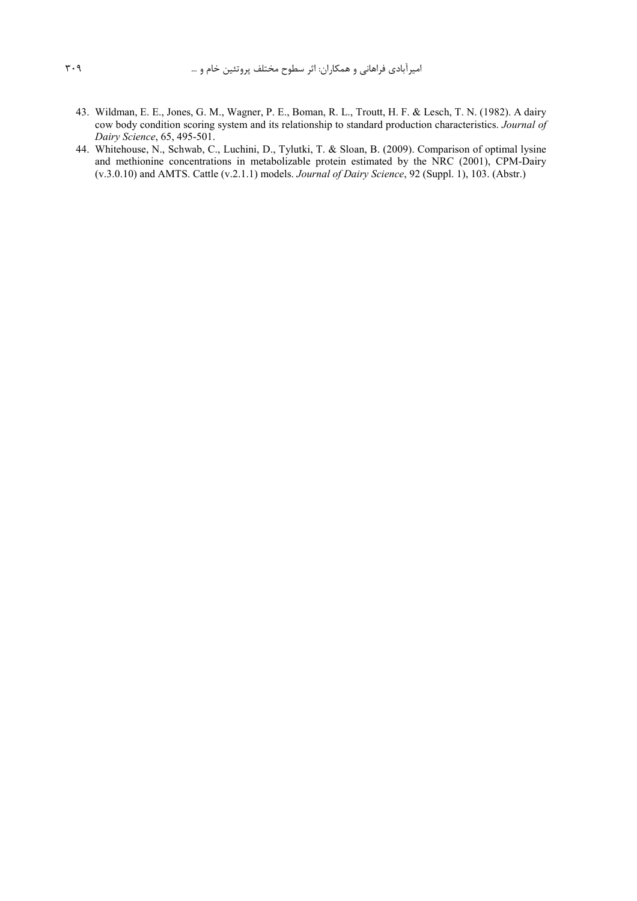43. Wildman, E. E., Jones, G. M., Wagner, P. E., Boman, R. L., Troutt, H. F. & Lesch, T. N. (1982). A dairy cow body condition scoring system and its relationship to standard production characteristics. *Journal of Dairy Science*, 65, 495-501.
44. Whitehouse, N., Schwab, C., Luchini, D., Tylutki, T. & Sloan, B. (2009). Comparison of optimal lysine and methionine concentrations in metabolizable protein estimated by the NRC (2001), CPM-Dairy (v.3.0.10) and AMTS. Cattle (v.2.1.1) models. *Journal of Dairy Science*, 92 (Suppl. 1), 103. (Abstr.)